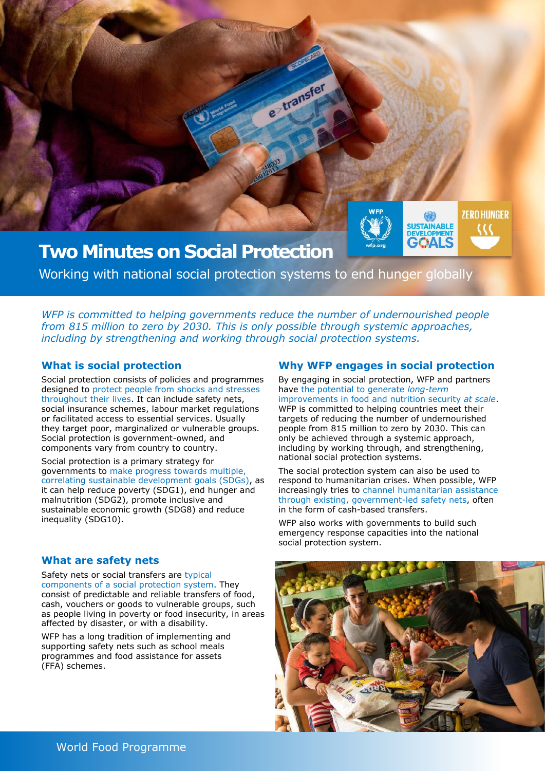# Two Minutes on Social Protection

Working with national social protection systems to end hunger globally

*WFP is committed to helping governments reduce the number of undernourished people from 815 million to zero by 2030. This is only possible through systemic approaches, including by strengthening and working through social protection systems.*

## What is social protection

Social protection consists of policies and programmes designed to protect people from shocks and stresses throughout their lives. It can include safety nets, social insurance schemes, labour market regulations or facilitated access to essential services. Usually they target poor, marginalized or vulnerable groups. Social protection is government-owned, and components vary from country to country.

Social protection is a primary strategy for governments to make progress towards multiple, correlating sustainable development goals (SDGs), as it can help reduce poverty (SDG1), end hunger and malnutrition (SDG2), promote inclusive and sustainable economic growth (SDG8) and reduce inequality (SDG10).

## What are safety nets

Safety nets or social transfers are typical components of a social protection system. They consist of predictable and reliable transfers of food, cash, vouchers or goods to vulnerable groups, such as people living in poverty or food insecurity, in areas affected by disaster, or with a disability.

WFP has a long tradition of implementing and supporting safety nets such as school meals programmes and food assistance for assets (FFA) schemes.

## Why WFP engages in social protection

By engaging in social protection, WFP and partners have the potential to generate *long-term* improvements in food and nutrition security *at scale*. WFP is committed to helping countries meet their targets of reducing the number of undernourished people from 815 million to zero by 2030. This can only be achieved through a systemic approach, including by working through, and strengthening, national social protection systems.

The social protection system can also be used to respond to humanitarian crises. When possible, WFP increasingly tries to channel humanitarian assistance through existing, government-led safety nets, often in the form of cash-based transfers.

WFP also works with governments to build such emergency response capacities into the national social protection system.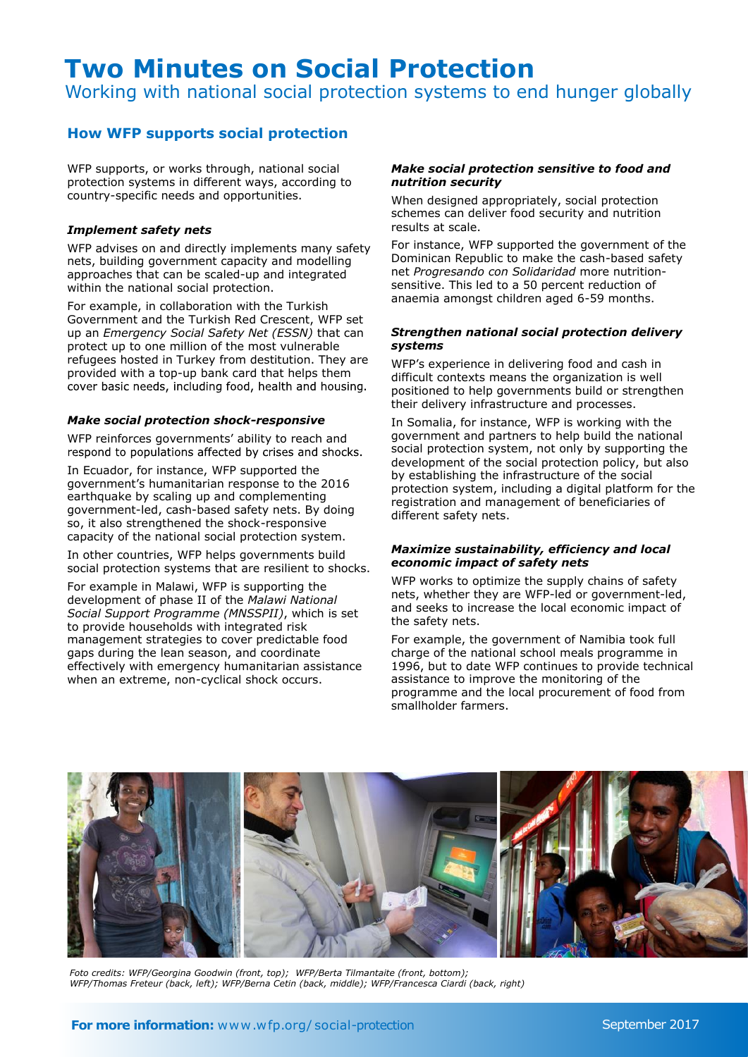# Two Minutes on Social Protection

Working with national social protection systems to end hunger globally

## How WFP supports social protection

WFP supports, or works through, national social protection systems in different ways, according to country-specific needs and opportunities.

### *Implement safety nets*

WFP advises on and directly implements many safety nets, building government capacity and modelling approaches that can be scaled-up and integrated within the national social protection.

For example, in collaboration with the Turkish Government and the Turkish Red Crescent, WFP set up an *Emergency Social Safety Net (ESSN)* that can protect up to one million of the most vulnerable refugees hosted in Turkey from destitution. They are provided with a top-up bank card that helps them cover basic needs, including food, health and housing.

### *Make social protection shock-responsive*

WFP reinforces governments' ability to reach and respond to populations affected by crises and shocks.

In Ecuador, for instance, WFP supported the government's humanitarian response to the 2016 earthquake by scaling up and complementing government-led, cash-based safety nets. By doing so, it also strengthened the shock-responsive capacity of the national social protection system.

In other countries, WFP helps governments build social protection systems that are resilient to shocks.

For example in Malawi, WFP is supporting the development of phase II of the *Malawi National Social Support Programme (MNSSPII)*, which is set to provide households with integrated risk management strategies to cover predictable food gaps during the lean season, and coordinate effectively with emergency humanitarian assistance when an extreme, non-cyclical shock occurs.

### *Make social protection sensitive to food and nutrition security*

When designed appropriately, social protection schemes can deliver food security and nutrition results at scale.

For instance, WFP supported the government of the Dominican Republic to make the cash-based safety net *Progresando con Solidaridad* more nutrition-sensitive. This led to a 50 percent reduction of anaemia amongst children aged 6-59 months.

### *Strengthen national social protection delivery systems*

WFP's experience in delivering food and cash in difficult contexts means the organization is well positioned to help governments build or strengthen their delivery infrastructure and processes.

In Somalia, for instance, WFP is working with the government and partners to help build the national social protection system, not only by supporting the development of the social protection policy, but also by establishing the infrastructure of the social protection system, including a digital platform for the registration and management of beneficiaries of different safety nets.

### *Maximize sustainability, efficiency and local economic impact of safety nets*

WFP works to optimize the supply chains of safety nets, whether they are WFP-led or government-led, and seeks to increase the local economic impact of the safety nets.

For example, the government of Namibia took full charge of the national school meals programme in 1996, but to date WFP continues to provide technical assistance to improve the monitoring of the programme and the local procurement of food from smallholder farmers.

*Foto credits: WFP/Georgina Goodwin (front, top); WFP/Berta Tilmantaite (front, bottom); WFP/Thomas Freteur (back, left); WFP/Berna Cetin (back, middle); WFP/Francesca Ciardi (back, right)*

**For more information:** www.wfp.org/social-protection

September 2017